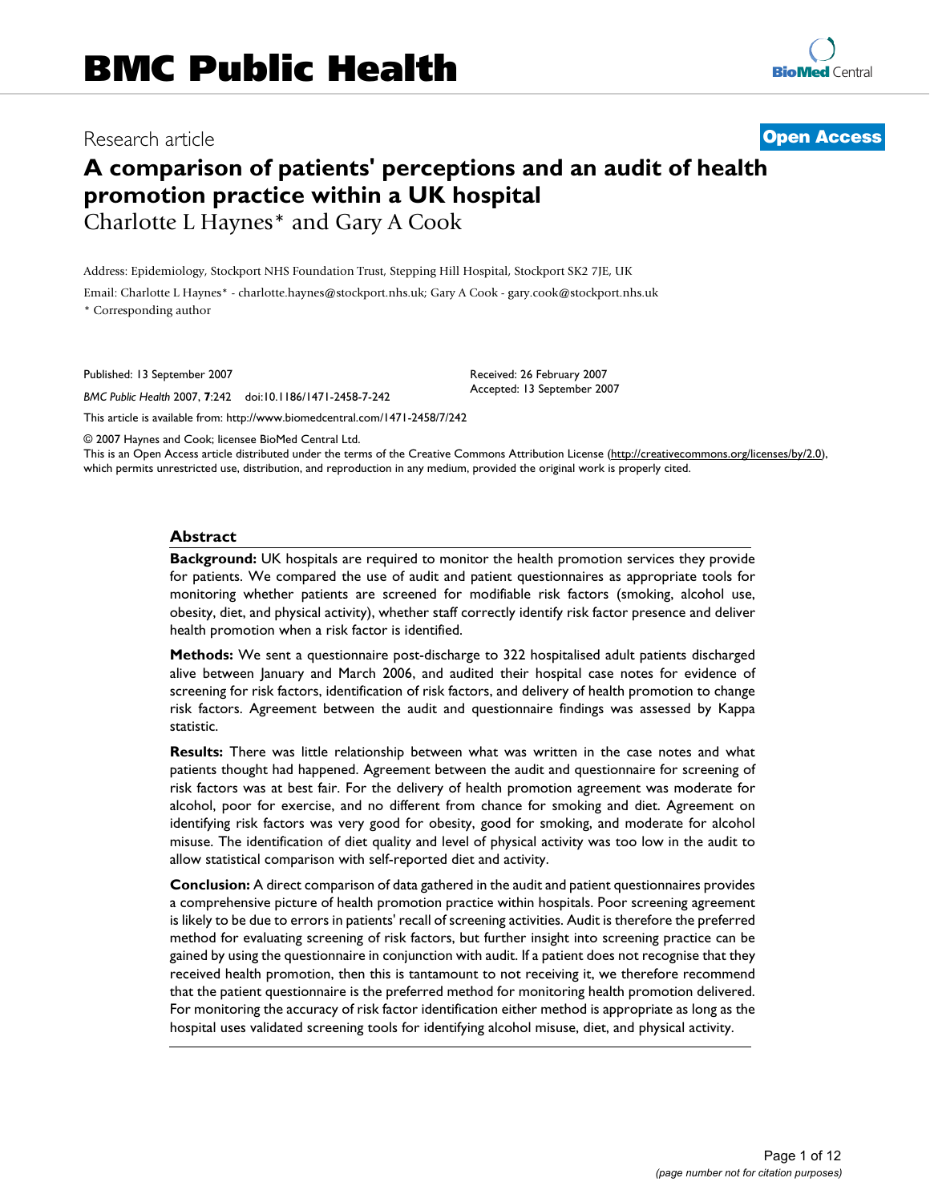# BMC Public Health

Research article

**Open Access**

# A comparison of patients' perceptions and an audit of health promotion practice within a UK hospital

Charlotte L Haynes* and Gary A Cook

Address: Epidemiology, Stockport NHS Foundation Trust, Stepping Hill Hospital, Stockport SK2 7JE, UK

Email: Charlotte L Haynes* - charlotte.haynes@stockport.nhs.uk; Gary A Cook - gary.cook@stockport.nhs.uk

\* Corresponding author

Published: 13 September 2007

*BMC Public Health* 2007, **7**:242 doi:10.1186/1471-2458-7-242

Received: 26 February 2007
Accepted: 13 September 2007

This article is available from: http://www.biomedcentral.com/1471-2458/7/242

© 2007 Haynes and Cook; licensee BioMed Central Ltd.
This is an Open Access article distributed under the terms of the Creative Commons Attribution License (http://creativecommons.org/licenses/by/2.0), which permits unrestricted use, distribution, and reproduction in any medium, provided the original work is properly cited.

## Abstract

**Background:** UK hospitals are required to monitor the health promotion services they provide for patients. We compared the use of audit and patient questionnaires as appropriate tools for monitoring whether patients are screened for modifiable risk factors (smoking, alcohol use, obesity, diet, and physical activity), whether staff correctly identify risk factor presence and deliver health promotion when a risk factor is identified.

**Methods:** We sent a questionnaire post-discharge to 322 hospitalised adult patients discharged alive between January and March 2006, and audited their hospital case notes for evidence of screening for risk factors, identification of risk factors, and delivery of health promotion to change risk factors. Agreement between the audit and questionnaire findings was assessed by Kappa statistic.

**Results:** There was little relationship between what was written in the case notes and what patients thought had happened. Agreement between the audit and questionnaire for screening of risk factors was at best fair. For the delivery of health promotion agreement was moderate for alcohol, poor for exercise, and no different from chance for smoking and diet. Agreement on identifying risk factors was very good for obesity, good for smoking, and moderate for alcohol misuse. The identification of diet quality and level of physical activity was too low in the audit to allow statistical comparison with self-reported diet and activity.

**Conclusion:** A direct comparison of data gathered in the audit and patient questionnaires provides a comprehensive picture of health promotion practice within hospitals. Poor screening agreement is likely to be due to errors in patients' recall of screening activities. Audit is therefore the preferred method for evaluating screening of risk factors, but further insight into screening practice can be gained by using the questionnaire in conjunction with audit. If a patient does not recognise that they received health promotion, then this is tantamount to not receiving it, we therefore recommend that the patient questionnaire is the preferred method for monitoring health promotion delivered. For monitoring the accuracy of risk factor identification either method is appropriate as long as the hospital uses validated screening tools for identifying alcohol misuse, diet, and physical activity.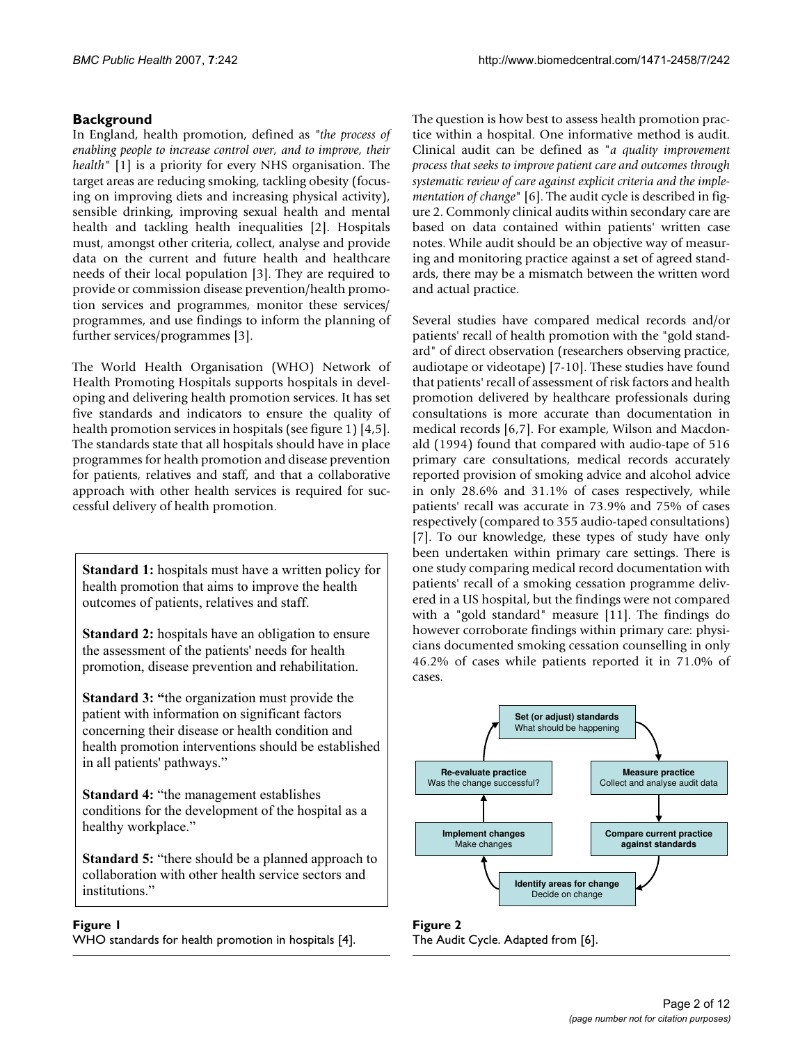## Background

In England, health promotion, defined as "*the process of enabling people to increase control over, and to improve, their health*" [1] is a priority for every NHS organisation. The target areas are reducing smoking, tackling obesity (focusing on improving diets and increasing physical activity), sensible drinking, improving sexual health and mental health and tackling health inequalities [2]. Hospitals must, amongst other criteria, collect, analyse and provide data on the current and future health and healthcare needs of their local population [3]. They are required to provide or commission disease prevention/health promotion services and programmes, monitor these services/programmes, and use findings to inform the planning of further services/programmes [3].

The World Health Organisation (WHO) Network of Health Promoting Hospitals supports hospitals in developing and delivering health promotion services. It has set five standards and indicators to ensure the quality of health promotion services in hospitals (see figure 1) [4,5]. The standards state that all hospitals should have in place programmes for health promotion and disease prevention for patients, relatives and staff, and that a collaborative approach with other health services is required for successful delivery of health promotion.

**Standard 1:** hospitals must have a written policy for health promotion that aims to improve the health outcomes of patients, relatives and staff.

**Standard 2:** hospitals have an obligation to ensure the assessment of the patients' needs for health promotion, disease prevention and rehabilitation.

**Standard 3:** "the organization must provide the patient with information on significant factors concerning their disease or health condition and health promotion interventions should be established in all patients' pathways."

**Standard 4:** "the management establishes conditions for the development of the hospital as a healthy workplace."

**Standard 5:** "there should be a planned approach to collaboration with other health service sectors and institutions."

**Figure 1**
WHO standards for health promotion in hospitals [4].

The question is how best to assess health promotion practice within a hospital. One informative method is audit. Clinical audit can be defined as "*a quality improvement process that seeks to improve patient care and outcomes through systematic review of care against explicit criteria and the implementation of change*" [6]. The audit cycle is described in figure 2. Commonly clinical audits within secondary care are based on data contained within patients' written case notes. While audit should be an objective way of measuring and monitoring practice against a set of agreed standards, there may be a mismatch between the written word and actual practice.

Several studies have compared medical records and/or patients' recall of health promotion with the "gold standard" of direct observation (researchers observing practice, audiotape or videotape) [7-10]. These studies have found that patients' recall of assessment of risk factors and health promotion delivered by healthcare professionals during consultations is more accurate than documentation in medical records [6,7]. For example, Wilson and Macdonald (1994) found that compared with audio-tape of 516 primary care consultations, medical records accurately reported provision of smoking advice and alcohol advice in only 28.6% and 31.1% of cases respectively, while patients' recall was accurate in 73.9% and 75% of cases respectively (compared to 355 audio-taped consultations) [7]. To our knowledge, these types of study have only been undertaken within primary care settings. There is one study comparing medical record documentation with patients' recall of a smoking cessation programme delivered in a US hospital, but the findings were not compared with a "gold standard" measure [11]. The findings do however corroborate findings within primary care: physicians documented smoking cessation counselling in only 46.2% of cases while patients reported it in 71.0% of cases.

**Set (or adjust) standards** — What should be happening
**Measure practice** — Collect and analyse audit data
**Compare current practice against standards**
**Identify areas for change** — Decide on change
**Implement changes** — Make changes
**Re-evaluate practice** — Was the change successful?

**Figure 2**
The Audit Cycle. Adapted from [6].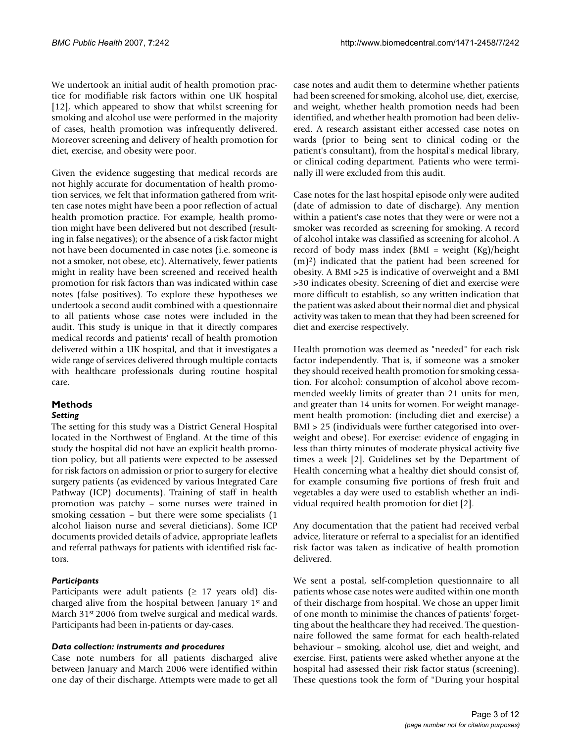We undertook an initial audit of health promotion practice for modifiable risk factors within one UK hospital [12], which appeared to show that whilst screening for smoking and alcohol use were performed in the majority of cases, health promotion was infrequently delivered. Moreover screening and delivery of health promotion for diet, exercise, and obesity were poor.

Given the evidence suggesting that medical records are not highly accurate for documentation of health promotion services, we felt that information gathered from written case notes might have been a poor reflection of actual health promotion practice. For example, health promotion might have been delivered but not described (resulting in false negatives); or the absence of a risk factor might not have been documented in case notes (i.e. someone is not a smoker, not obese, etc). Alternatively, fewer patients might in reality have been screened and received health promotion for risk factors than was indicated within case notes (false positives). To explore these hypotheses we undertook a second audit combined with a questionnaire to all patients whose case notes were included in the audit. This study is unique in that it directly compares medical records and patients' recall of health promotion delivered within a UK hospital, and that it investigates a wide range of services delivered through multiple contacts with healthcare professionals during routine hospital care.

## Methods

### *Setting*

The setting for this study was a District General Hospital located in the Northwest of England. At the time of this study the hospital did not have an explicit health promotion policy, but all patients were expected to be assessed for risk factors on admission or prior to surgery for elective surgery patients (as evidenced by various Integrated Care Pathway (ICP) documents). Training of staff in health promotion was patchy – some nurses were trained in smoking cessation – but there were some specialists (1 alcohol liaison nurse and several dieticians). Some ICP documents provided details of advice, appropriate leaflets and referral pathways for patients with identified risk factors.

### *Participants*

Participants were adult patients (≥ 17 years old) discharged alive from the hospital between January 1st and March 31st 2006 from twelve surgical and medical wards. Participants had been in-patients or day-cases.

### *Data collection: instruments and procedures*

Case note numbers for all patients discharged alive between January and March 2006 were identified within one day of their discharge. Attempts were made to get all case notes and audit them to determine whether patients had been screened for smoking, alcohol use, diet, exercise, and weight, whether health promotion needs had been identified, and whether health promotion had been delivered. A research assistant either accessed case notes on wards (prior to being sent to clinical coding or the patient's consultant), from the hospital's medical library, or clinical coding department. Patients who were terminally ill were excluded from this audit.

Case notes for the last hospital episode only were audited (date of admission to date of discharge). Any mention within a patient's case notes that they were or were not a smoker was recorded as screening for smoking. A record of alcohol intake was classified as screening for alcohol. A record of body mass index (BMI = weight (Kg)/height $(m)^2$) indicated that the patient had been screened for obesity. A BMI >25 is indicative of overweight and a BMI >30 indicates obesity. Screening of diet and exercise were more difficult to establish, so any written indication that the patient was asked about their normal diet and physical activity was taken to mean that they had been screened for diet and exercise respectively.

Health promotion was deemed as "needed" for each risk factor independently. That is, if someone was a smoker they should received health promotion for smoking cessation. For alcohol: consumption of alcohol above recommended weekly limits of greater than 21 units for men, and greater than 14 units for women. For weight management health promotion: (including diet and exercise) a BMI > 25 (individuals were further categorised into overweight and obese). For exercise: evidence of engaging in less than thirty minutes of moderate physical activity five times a week [2]. Guidelines set by the Department of Health concerning what a healthy diet should consist of, for example consuming five portions of fresh fruit and vegetables a day were used to establish whether an individual required health promotion for diet [2].

Any documentation that the patient had received verbal advice, literature or referral to a specialist for an identified risk factor was taken as indicative of health promotion delivered.

We sent a postal, self-completion questionnaire to all patients whose case notes were audited within one month of their discharge from hospital. We chose an upper limit of one month to minimise the chances of patients' forgetting about the healthcare they had received. The questionnaire followed the same format for each health-related behaviour – smoking, alcohol use, diet and weight, and exercise. First, patients were asked whether anyone at the hospital had assessed their risk factor status (screening). These questions took the form of "During your hospital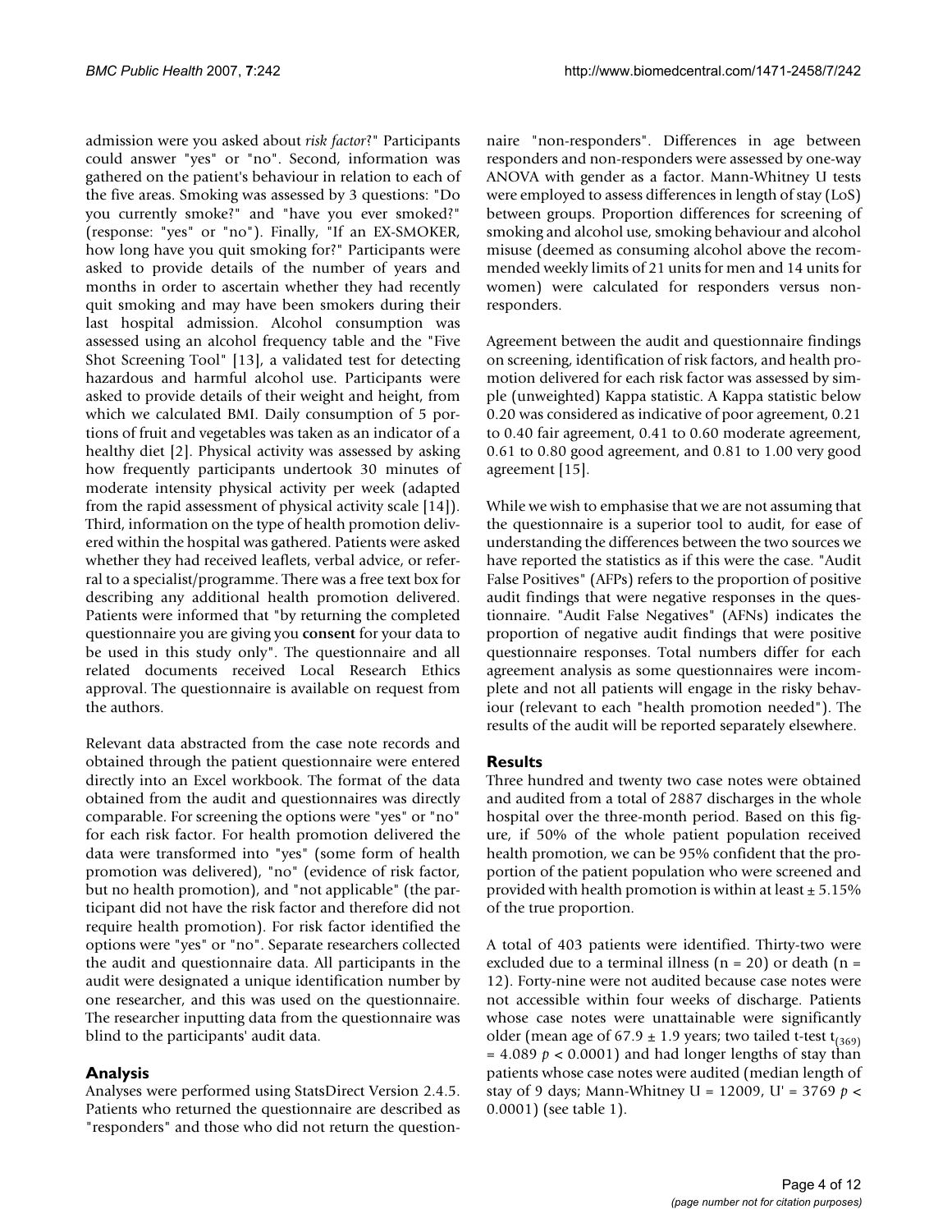admission were you asked about *risk factor*?" Participants could answer "yes" or "no". Second, information was gathered on the patient's behaviour in relation to each of the five areas. Smoking was assessed by 3 questions: "Do you currently smoke?" and "have you ever smoked?" (response: "yes" or "no"). Finally, "If an EX-SMOKER, how long have you quit smoking for?" Participants were asked to provide details of the number of years and months in order to ascertain whether they had recently quit smoking and may have been smokers during their last hospital admission. Alcohol consumption was assessed using an alcohol frequency table and the "Five Shot Screening Tool" [13], a validated test for detecting hazardous and harmful alcohol use. Participants were asked to provide details of their weight and height, from which we calculated BMI. Daily consumption of 5 portions of fruit and vegetables was taken as an indicator of a healthy diet [2]. Physical activity was assessed by asking how frequently participants undertook 30 minutes of moderate intensity physical activity per week (adapted from the rapid assessment of physical activity scale [14]). Third, information on the type of health promotion delivered within the hospital was gathered. Patients were asked whether they had received leaflets, verbal advice, or referral to a specialist/programme. There was a free text box for describing any additional health promotion delivered. Patients were informed that "by returning the completed questionnaire you are giving you **consent** for your data to be used in this study only". The questionnaire and all related documents received Local Research Ethics approval. The questionnaire is available on request from the authors.

Relevant data abstracted from the case note records and obtained through the patient questionnaire were entered directly into an Excel workbook. The format of the data obtained from the audit and questionnaires was directly comparable. For screening the options were "yes" or "no" for each risk factor. For health promotion delivered the data were transformed into "yes" (some form of health promotion was delivered), "no" (evidence of risk factor, but no health promotion), and "not applicable" (the participant did not have the risk factor and therefore did not require health promotion). For risk factor identified the options were "yes" or "no". Separate researchers collected the audit and questionnaire data. All participants in the audit were designated a unique identification number by one researcher, and this was used on the questionnaire. The researcher inputting data from the questionnaire was blind to the participants' audit data.

## Analysis

Analyses were performed using StatsDirect Version 2.4.5. Patients who returned the questionnaire are described as "responders" and those who did not return the questionnaire "non-responders". Differences in age between responders and non-responders were assessed by one-way ANOVA with gender as a factor. Mann-Whitney U tests were employed to assess differences in length of stay (LoS) between groups. Proportion differences for screening of smoking and alcohol use, smoking behaviour and alcohol misuse (deemed as consuming alcohol above the recommended weekly limits of 21 units for men and 14 units for women) were calculated for responders versus non-responders.

Agreement between the audit and questionnaire findings on screening, identification of risk factors, and health promotion delivered for each risk factor was assessed by simple (unweighted) Kappa statistic. A Kappa statistic below 0.20 was considered as indicative of poor agreement, 0.21 to 0.40 fair agreement, 0.41 to 0.60 moderate agreement, 0.61 to 0.80 good agreement, and 0.81 to 1.00 very good agreement [15].

While we wish to emphasise that we are not assuming that the questionnaire is a superior tool to audit, for ease of understanding the differences between the two sources we have reported the statistics as if this were the case. "Audit False Positives" (AFPs) refers to the proportion of positive audit findings that were negative responses in the questionnaire. "Audit False Negatives" (AFNs) indicates the proportion of negative audit findings that were positive questionnaire responses. Total numbers differ for each agreement analysis as some questionnaires were incomplete and not all patients will engage in the risky behaviour (relevant to each "health promotion needed"). The results of the audit will be reported separately elsewhere.

## Results

Three hundred and twenty two case notes were obtained and audited from a total of 2887 discharges in the whole hospital over the three-month period. Based on this figure, if 50% of the whole patient population received health promotion, we can be 95% confident that the proportion of the patient population who were screened and provided with health promotion is within at least ± 5.15% of the true proportion.

A total of 403 patients were identified. Thirty-two were excluded due to a terminal illness (n = 20) or death (n = 12). Forty-nine were not audited because case notes were not accessible within four weeks of discharge. Patients whose case notes were unattainable were significantly older (mean age of 67.9 ± 1.9 years; two tailed t-test $t_{(369)} = 4.089$ $p < 0.0001$) and had longer lengths of stay than patients whose case notes were audited (median length of stay of 9 days; Mann-Whitney U = 12009, U' = 3769 $p < 0.0001$) (see table 1).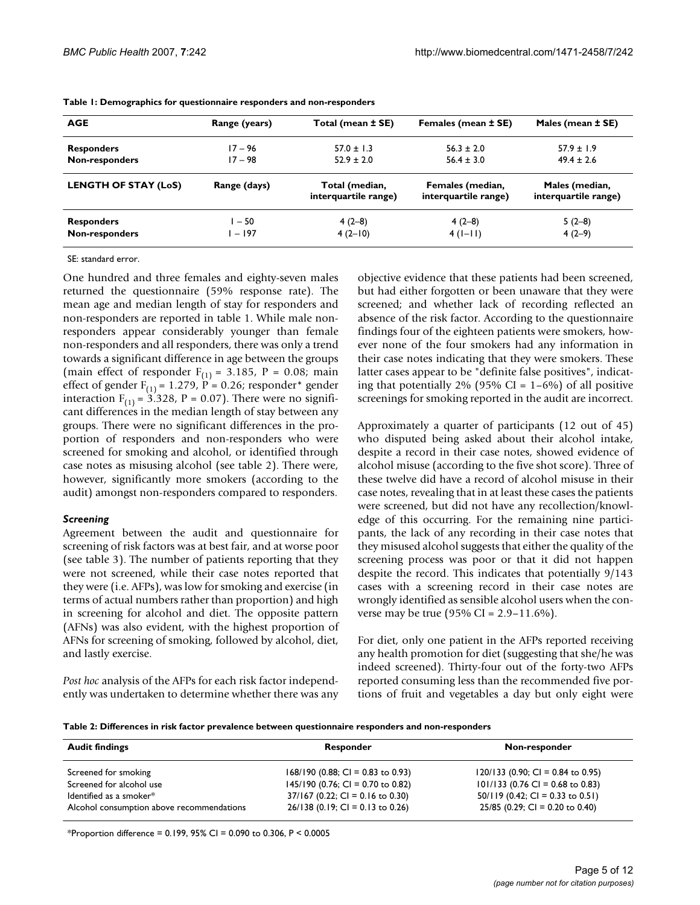**Table 1: Demographics for questionnaire responders and non-responders**

| AGE | Range (years) | Total (mean ± SE) | Females (mean ± SE) | Males (mean ± SE) |
| --- | --- | --- | --- | --- |
| **Responders** | 17 – 96 | 57.0 ± 1.3 | 56.3 ± 2.0 | 57.9 ± 1.9 |
| **Non-responders** | 17 – 98 | 52.9 ± 2.0 | 56.4 ± 3.0 | 49.4 ± 2.6 |
| **LENGTH OF STAY (LoS)** | **Range (days)** | **Total (median, interquartile range)** | **Females (median, interquartile range)** | **Males (median, interquartile range)** |
| **Responders** | 1 – 50 | 4 (2–8) | 4 (2–8) | 5 (2–8) |
| **Non-responders** | 1 – 197 | 4 (2–10) | 4 (1–11) | 4 (2–9) |

SE: standard error.

One hundred and three females and eighty-seven males returned the questionnaire (59% response rate). The mean age and median length of stay for responders and non-responders are reported in table 1. While male non-responders appear considerably younger than female non-responders and all responders, there was only a trend towards a significant difference in age between the groups (main effect of responder $F_{(1)} = 3.185$, $P = 0.08$; main effect of gender $F_{(1)} = 1.279$, $P = 0.26$; responder* gender interaction $F_{(1)} = 3.328$, $P = 0.07$). There were no significant differences in the median length of stay between any groups. There were no significant differences in the proportion of responders and non-responders who were screened for smoking and alcohol, or identified through case notes as misusing alcohol (see table 2). There were, however, significantly more smokers (according to the audit) amongst non-responders compared to responders.

### *Screening*

Agreement between the audit and questionnaire for screening of risk factors was at best fair, and at worse poor (see table 3). The number of patients reporting that they were not screened, while their case notes reported that they were (i.e. AFPs), was low for smoking and exercise (in terms of actual numbers rather than proportion) and high in screening for alcohol and diet. The opposite pattern (AFNs) was also evident, with the highest proportion of AFNs for screening of smoking, followed by alcohol, diet, and lastly exercise.

*Post hoc* analysis of the AFPs for each risk factor independently was undertaken to determine whether there was any objective evidence that these patients had been screened, but had either forgotten or been unaware that they were screened; and whether lack of recording reflected an absence of the risk factor. According to the questionnaire findings four of the eighteen patients were smokers, however none of the four smokers had any information in their case notes indicating that they were smokers. These latter cases appear to be "definite false positives", indicating that potentially 2% (95% CI = 1–6%) of all positive screenings for smoking reported in the audit are incorrect.

Approximately a quarter of participants (12 out of 45) who disputed being asked about their alcohol intake, despite a record in their case notes, showed evidence of alcohol misuse (according to the five shot score). Three of these twelve did have a record of alcohol misuse in their case notes, revealing that in at least these cases the patients were screened, but did not have any recollection/knowledge of this occurring. For the remaining nine participants, the lack of any recording in their case notes that they misused alcohol suggests that either the quality of the screening process was poor or that it did not happen despite the record. This indicates that potentially 9/143 cases with a screening record in their case notes are wrongly identified as sensible alcohol users when the converse may be true (95% CI = 2.9–11.6%).

For diet, only one patient in the AFPs reported receiving any health promotion for diet (suggesting that she/he was indeed screened). Thirty-four out of the forty-two AFPs reported consuming less than the recommended five portions of fruit and vegetables a day but only eight were

**Table 2: Differences in risk factor prevalence between questionnaire responders and non-responders**

| Audit findings | Responder | Non-responder |
| --- | --- | --- |
| Screened for smoking | 168/190 (0.88; CI = 0.83 to 0.93) | 120/133 (0.90; CI = 0.84 to 0.95) |
| Screened for alcohol use | 145/190 (0.76; CI = 0.70 to 0.82) | 101/133 (0.76 CI = 0.68 to 0.83) |
| Identified as a smoker* | 37/167 (0.22; CI = 0.16 to 0.30) | 50/119 (0.42; CI = 0.33 to 0.51) |
| Alcohol consumption above recommendations | 26/138 (0.19; CI = 0.13 to 0.26) | 25/85 (0.29; CI = 0.20 to 0.40) |

*Proportion difference = 0.199, 95% CI = 0.090 to 0.306, P < 0.0005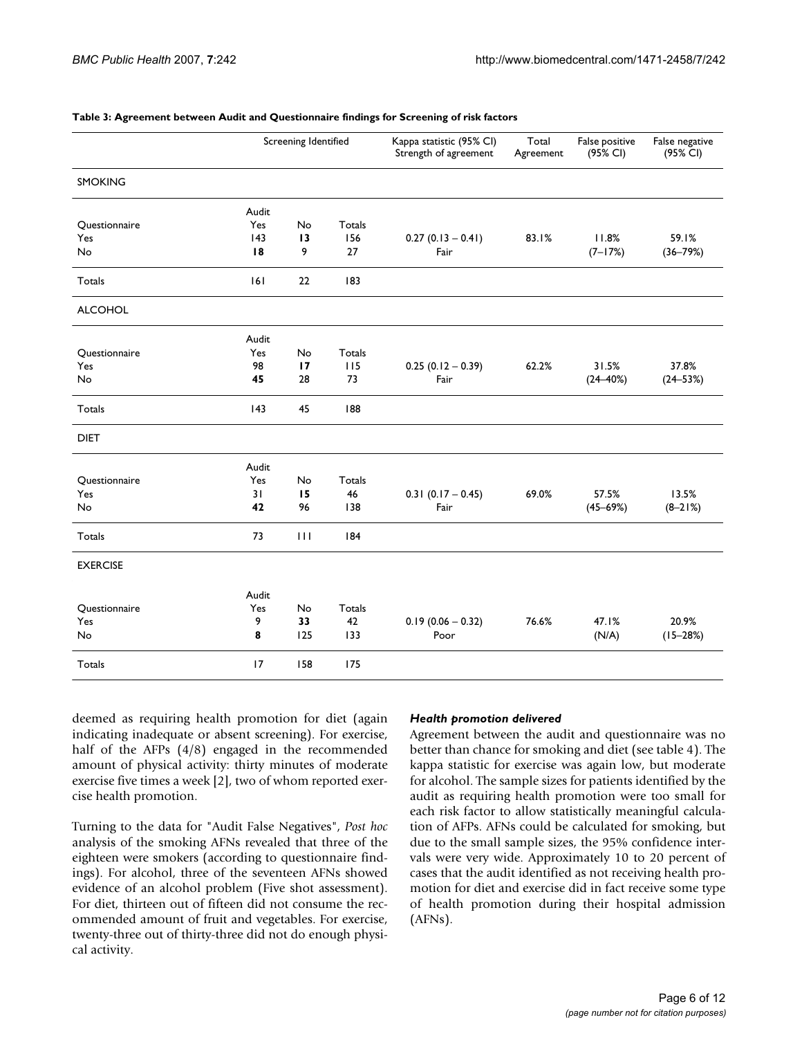**Table 3: Agreement between Audit and Questionnaire findings for Screening of risk factors**

| | Screening Identified | | | Kappa statistic (95% CI) Strength of agreement | Total Agreement | False positive (95% CI) | False negative (95% CI) |
|---|---|---|---|---|---|---|---|
| SMOKING | | | | | | | |
| | Audit | | | | | | |
| Questionnaire | Yes | No | Totals | | | | |
| Yes | 143 | **13** | 156 | 0.27 (0.13 – 0.41) | 83.1% | 11.8% | 59.1% |
| No | **18** | 9 | 27 | Fair | | (7–17%) | (36–79%) |
| Totals | 161 | 22 | 183 | | | | |
| ALCOHOL | | | | | | | |
| | Audit | | | | | | |
| Questionnaire | Yes | No | Totals | | | | |
| Yes | 98 | **17** | 115 | 0.25 (0.12 – 0.39) | 62.2% | 31.5% | 37.8% |
| No | **45** | 28 | 73 | Fair | | (24–40%) | (24–53%) |
| Totals | 143 | 45 | 188 | | | | |
| DIET | | | | | | | |
| | Audit | | | | | | |
| Questionnaire | Yes | No | Totals | | | | |
| Yes | 31 | **15** | 46 | 0.31 (0.17 – 0.45) | 69.0% | 57.5% | 13.5% |
| No | **42** | 96 | 138 | Fair | | (45–69%) | (8–21%) |
| Totals | 73 | 111 | 184 | | | | |
| EXERCISE | | | | | | | |
| | Audit | | | | | | |
| Questionnaire | Yes | No | Totals | | | | |
| Yes | 9 | **33** | 42 | 0.19 (0.06 – 0.32) | 76.6% | 47.1% | 20.9% |
| No | **8** | 125 | 133 | Poor | | (N/A) | (15–28%) |
| Totals | 17 | 158 | 175 | | | | |

deemed as requiring health promotion for diet (again indicating inadequate or absent screening). For exercise, half of the AFPs (4/8) engaged in the recommended amount of physical activity: thirty minutes of moderate exercise five times a week [2], two of whom reported exercise health promotion.

Turning to the data for "Audit False Negatives", *Post hoc* analysis of the smoking AFNs revealed that three of the eighteen were smokers (according to questionnaire findings). For alcohol, three of the seventeen AFNs showed evidence of an alcohol problem (Five shot assessment). For diet, thirteen out of fifteen did not consume the recommended amount of fruit and vegetables. For exercise, twenty-three out of thirty-three did not do enough physical activity.

### *Health promotion delivered*

Agreement between the audit and questionnaire was no better than chance for smoking and diet (see table 4). The kappa statistic for exercise was again low, but moderate for alcohol. The sample sizes for patients identified by the audit as requiring health promotion were too small for each risk factor to allow statistically meaningful calculation of AFPs. AFNs could be calculated for smoking, but due to the small sample sizes, the 95% confidence intervals were very wide. Approximately 10 to 20 percent of cases that the audit identified as not receiving health promotion for diet and exercise did in fact receive some type of health promotion during their hospital admission (AFNs).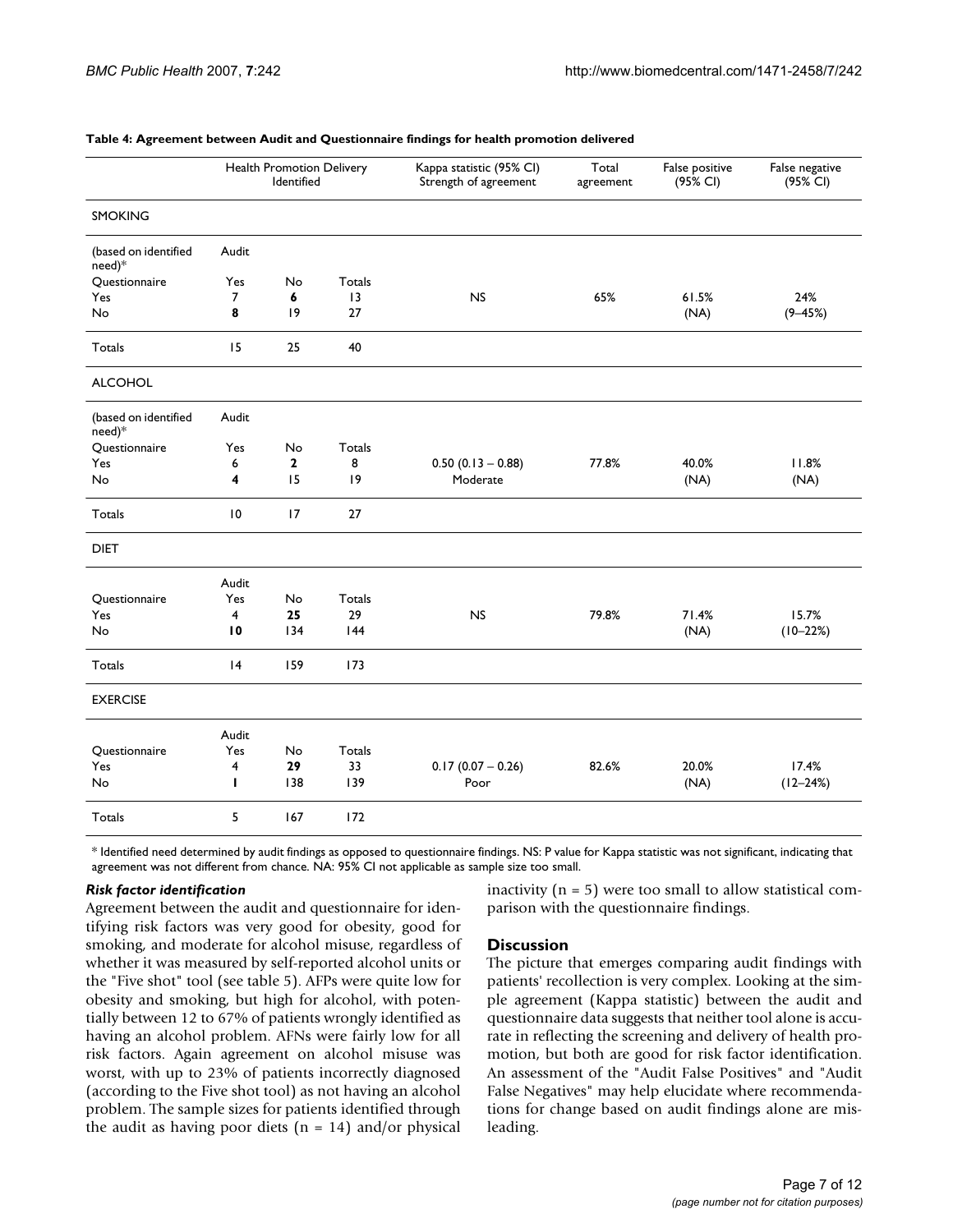**Table 4: Agreement between Audit and Questionnaire findings for health promotion delivered**

| | Health Promotion Delivery Identified | | | Kappa statistic (95% CI) Strength of agreement | Total agreement | False positive (95% CI) | False negative (95% CI) |
|---|---|---|---|---|---|---|---|
| SMOKING | | | | | | | |
| (based on identified need)* | Audit | | | | | | |
| Questionnaire | Yes | No | Totals | | | | |
| Yes | 7 | **6** | 13 | NS | 65% | 61.5% | 24% |
| No | **8** | 19 | 27 | | | (NA) | (9–45%) |
| Totals | 15 | 25 | 40 | | | | |
| ALCOHOL | | | | | | | |
| (based on identified need)* | Audit | | | | | | |
| Questionnaire | Yes | No | Totals | | | | |
| Yes | 6 | **2** | 8 | 0.50 (0.13 – 0.88) | 77.8% | 40.0% | 11.8% |
| No | **4** | 15 | 19 | Moderate | | (NA) | (NA) |
| Totals | 10 | 17 | 27 | | | | |
| DIET | | | | | | | |
| | Audit | | | | | | |
| Questionnaire | Yes | No | Totals | | | | |
| Yes | 4 | **25** | 29 | NS | 79.8% | 71.4% | 15.7% |
| No | **10** | 134 | 144 | | | (NA) | (10–22%) |
| Totals | 14 | 159 | 173 | | | | |
| EXERCISE | | | | | | | |
| | Audit | | | | | | |
| Questionnaire | Yes | No | Totals | | | | |
| Yes | 4 | **29** | 33 | 0.17 (0.07 – 0.26) | 82.6% | 20.0% | 17.4% |
| No | **1** | 138 | 139 | Poor | | (NA) | (12–24%) |
| Totals | 5 | 167 | 172 | | | | |

* Identified need determined by audit findings as opposed to questionnaire findings. NS: P value for Kappa statistic was not significant, indicating that agreement was not different from chance. NA: 95% CI not applicable as sample size too small.

### *Risk factor identification*

Agreement between the audit and questionnaire for identifying risk factors was very good for obesity, good for smoking, and moderate for alcohol misuse, regardless of whether it was measured by self-reported alcohol units or the "Five shot" tool (see table 5). AFPs were quite low for obesity and smoking, but high for alcohol, with potentially between 12 to 67% of patients wrongly identified as having an alcohol problem. AFNs were fairly low for all risk factors. Again agreement on alcohol misuse was worst, with up to 23% of patients incorrectly diagnosed (according to the Five shot tool) as not having an alcohol problem. The sample sizes for patients identified through the audit as having poor diets (n = 14) and/or physical inactivity (n = 5) were too small to allow statistical comparison with the questionnaire findings.

## Discussion

The picture that emerges comparing audit findings with patients' recollection is very complex. Looking at the simple agreement (Kappa statistic) between the audit and questionnaire data suggests that neither tool alone is accurate in reflecting the screening and delivery of health promotion, but both are good for risk factor identification. An assessment of the "Audit False Positives" and "Audit False Negatives" may help elucidate where recommendations for change based on audit findings alone are misleading.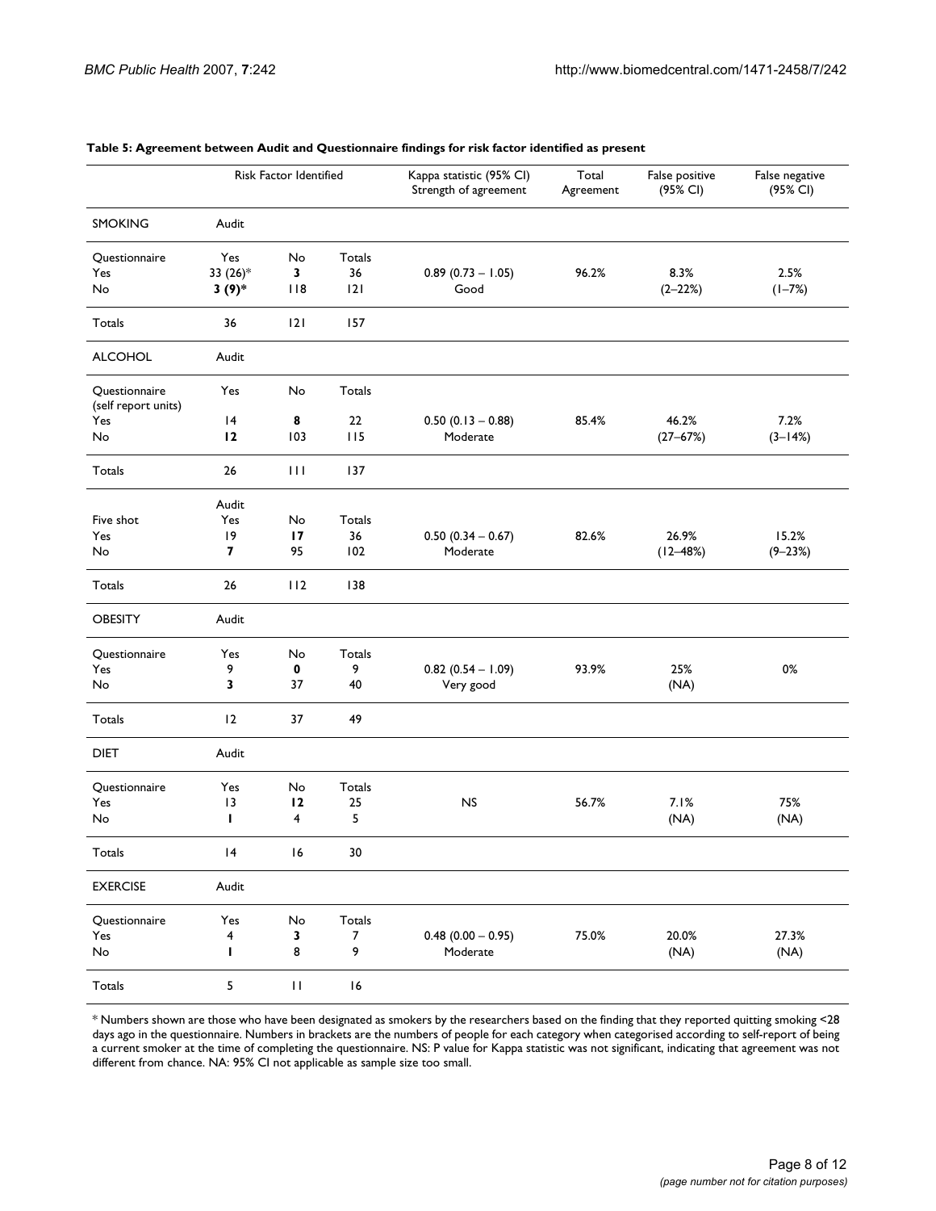**Table 5: Agreement between Audit and Questionnaire findings for risk factor identified as present**

| | Risk Factor Identified | | | Kappa statistic (95% CI) Strength of agreement | Total Agreement | False positive (95% CI) | False negative (95% CI) |
|---|---|---|---|---|---|---|---|
| SMOKING | Audit | | | | | | |
| Questionnaire | Yes | No | Totals | | | | |
| Yes | 33 (26)* | **3** | 36 | 0.89 (0.73 – 1.05) | 96.2% | 8.3% | 2.5% |
| No | **3 (9)*** | 118 | 121 | Good | | (2–22%) | (1–7%) |
| Totals | 36 | 121 | 157 | | | | |
| ALCOHOL | Audit | | | | | | |
| Questionnaire (self report units) | Yes | No | Totals | | | | |
| Yes | 14 | **8** | 22 | 0.50 (0.13 – 0.88) | 85.4% | 46.2% | 7.2% |
| No | **12** | 103 | 115 | Moderate | | (27–67%) | (3–14%) |
| Totals | 26 | 111 | 137 | | | | |
| | Audit | | | | | | |
| Five shot | Yes | No | Totals | | | | |
| Yes | 19 | **17** | 36 | 0.50 (0.34 – 0.67) | 82.6% | 26.9% | 15.2% |
| No | **7** | 95 | 102 | Moderate | | (12–48%) | (9–23%) |
| Totals | 26 | 112 | 138 | | | | |
| OBESITY | Audit | | | | | | |
| Questionnaire | Yes | No | Totals | | | | |
| Yes | 9 | **0** | 9 | 0.82 (0.54 – 1.09) | 93.9% | 25% | 0% |
| No | **3** | 37 | 40 | Very good | | (NA) | |
| Totals | 12 | 37 | 49 | | | | |
| DIET | Audit | | | | | | |
| Questionnaire | Yes | No | Totals | | | | |
| Yes | 13 | **12** | 25 | NS | 56.7% | 7.1% | 75% |
| No | **1** | 4 | 5 | | | (NA) | (NA) |
| Totals | 14 | 16 | 30 | | | | |
| EXERCISE | Audit | | | | | | |
| Questionnaire | Yes | No | Totals | | | | |
| Yes | 4 | **3** | 7 | 0.48 (0.00 – 0.95) | 75.0% | 20.0% | 27.3% |
| No | **1** | 8 | 9 | Moderate | | (NA) | (NA) |
| Totals | 5 | 11 | 16 | | | | |

* Numbers shown are those who have been designated as smokers by the researchers based on the finding that they reported quitting smoking <28 days ago in the questionnaire. Numbers in brackets are the numbers of people for each category when categorised according to self-report of being a current smoker at the time of completing the questionnaire. NS: P value for Kappa statistic was not significant, indicating that agreement was not different from chance. NA: 95% CI not applicable as sample size too small.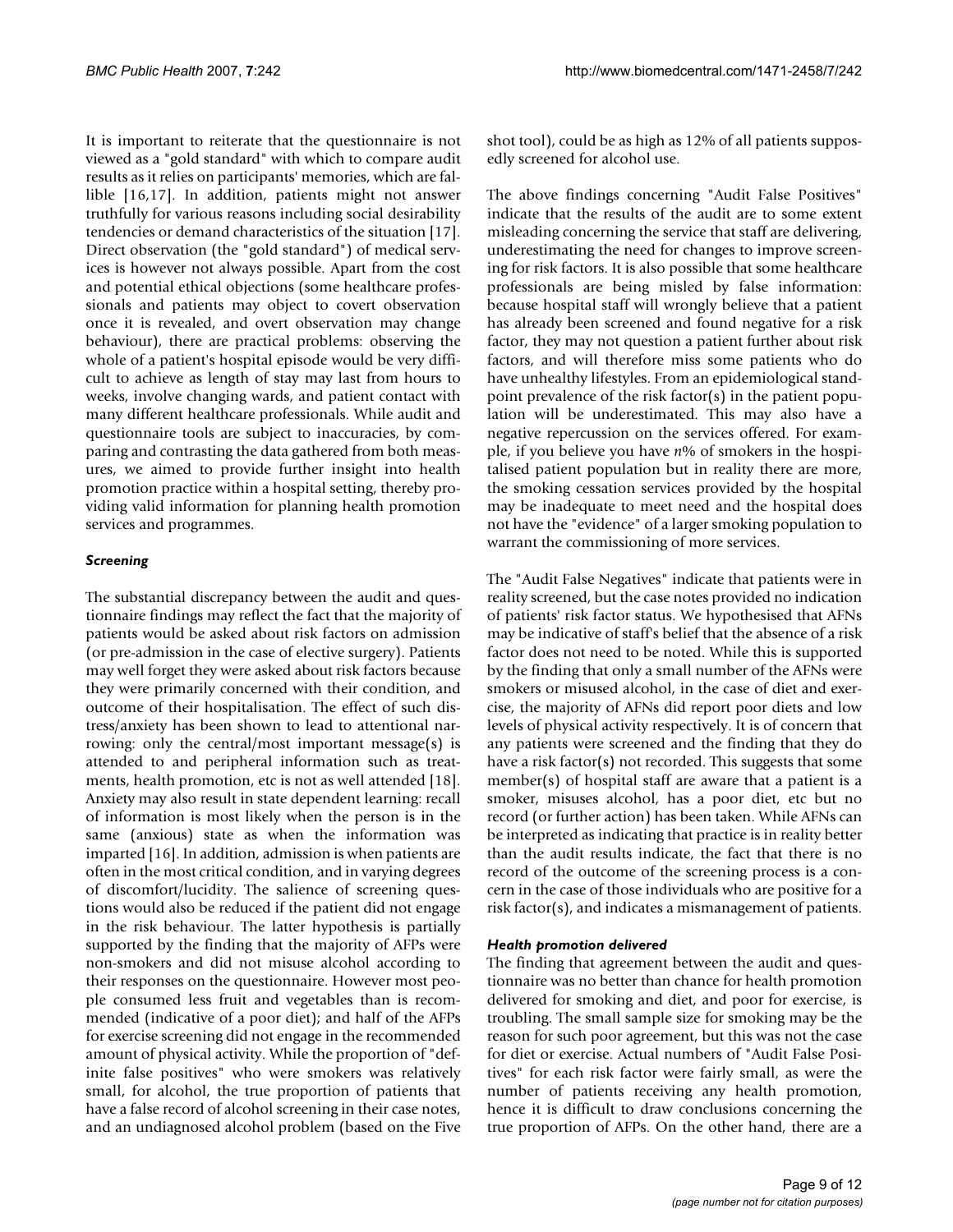It is important to reiterate that the questionnaire is not viewed as a "gold standard" with which to compare audit results as it relies on participants' memories, which are fallible [16,17]. In addition, patients might not answer truthfully for various reasons including social desirability tendencies or demand characteristics of the situation [17]. Direct observation (the "gold standard") of medical services is however not always possible. Apart from the cost and potential ethical objections (some healthcare professionals and patients may object to covert observation once it is revealed, and overt observation may change behaviour), there are practical problems: observing the whole of a patient's hospital episode would be very difficult to achieve as length of stay may last from hours to weeks, involve changing wards, and patient contact with many different healthcare professionals. While audit and questionnaire tools are subject to inaccuracies, by comparing and contrasting the data gathered from both measures, we aimed to provide further insight into health promotion practice within a hospital setting, thereby providing valid information for planning health promotion services and programmes.

### *Screening*

The substantial discrepancy between the audit and questionnaire findings may reflect the fact that the majority of patients would be asked about risk factors on admission (or pre-admission in the case of elective surgery). Patients may well forget they were asked about risk factors because they were primarily concerned with their condition, and outcome of their hospitalisation. The effect of such distress/anxiety has been shown to lead to attentional narrowing: only the central/most important message(s) is attended to and peripheral information such as treatments, health promotion, etc is not as well attended [18]. Anxiety may also result in state dependent learning: recall of information is most likely when the person is in the same (anxious) state as when the information was imparted [16]. In addition, admission is when patients are often in the most critical condition, and in varying degrees of discomfort/lucidity. The salience of screening questions would also be reduced if the patient did not engage in the risk behaviour. The latter hypothesis is partially supported by the finding that the majority of AFPs were non-smokers and did not misuse alcohol according to their responses on the questionnaire. However most people consumed less fruit and vegetables than is recommended (indicative of a poor diet); and half of the AFPs for exercise screening did not engage in the recommended amount of physical activity. While the proportion of "definite false positives" who were smokers was relatively small, for alcohol, the true proportion of patients that have a false record of alcohol screening in their case notes, and an undiagnosed alcohol problem (based on the Five shot tool), could be as high as 12% of all patients supposedly screened for alcohol use.

The above findings concerning "Audit False Positives" indicate that the results of the audit are to some extent misleading concerning the service that staff are delivering, underestimating the need for changes to improve screening for risk factors. It is also possible that some healthcare professionals are being misled by false information: because hospital staff will wrongly believe that a patient has already been screened and found negative for a risk factor, they may not question a patient further about risk factors, and will therefore miss some patients who do have unhealthy lifestyles. From an epidemiological standpoint prevalence of the risk factor(s) in the patient population will be underestimated. This may also have a negative repercussion on the services offered. For example, if you believe you have *n*% of smokers in the hospitalised patient population but in reality there are more, the smoking cessation services provided by the hospital may be inadequate to meet need and the hospital does not have the "evidence" of a larger smoking population to warrant the commissioning of more services.

The "Audit False Negatives" indicate that patients were in reality screened, but the case notes provided no indication of patients' risk factor status. We hypothesised that AFNs may be indicative of staff's belief that the absence of a risk factor does not need to be noted. While this is supported by the finding that only a small number of the AFNs were smokers or misused alcohol, in the case of diet and exercise, the majority of AFNs did report poor diets and low levels of physical activity respectively. It is of concern that any patients were screened and the finding that they do have a risk factor(s) not recorded. This suggests that some member(s) of hospital staff are aware that a patient is a smoker, misuses alcohol, has a poor diet, etc but no record (or further action) has been taken. While AFNs can be interpreted as indicating that practice is in reality better than the audit results indicate, the fact that there is no record of the outcome of the screening process is a concern in the case of those individuals who are positive for a risk factor(s), and indicates a mismanagement of patients.

### *Health promotion delivered*

The finding that agreement between the audit and questionnaire was no better than chance for health promotion delivered for smoking and diet, and poor for exercise, is troubling. The small sample size for smoking may be the reason for such poor agreement, but this was not the case for diet or exercise. Actual numbers of "Audit False Positives" for each risk factor were fairly small, as were the number of patients receiving any health promotion, hence it is difficult to draw conclusions concerning the true proportion of AFPs. On the other hand, there are a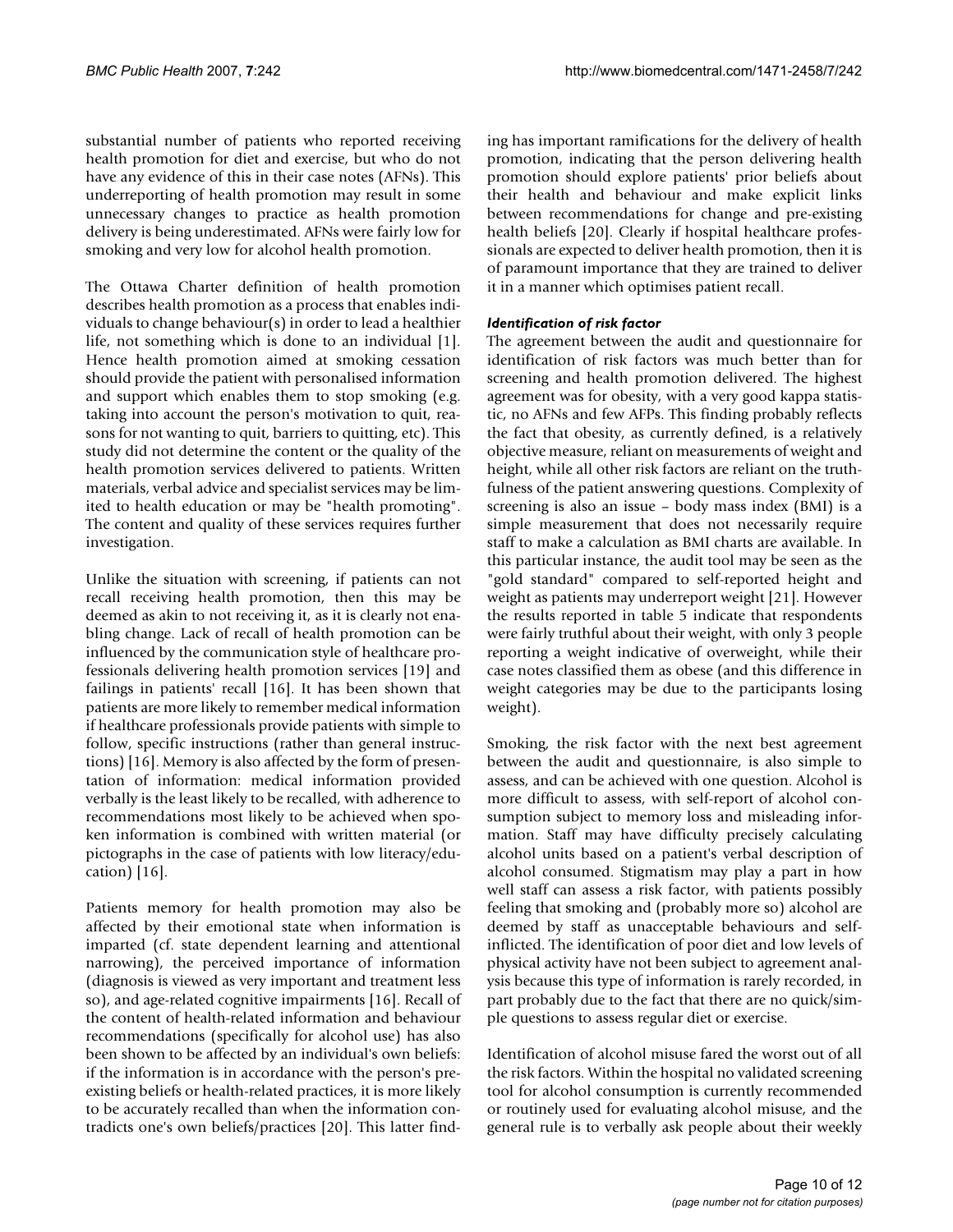substantial number of patients who reported receiving health promotion for diet and exercise, but who do not have any evidence of this in their case notes (AFNs). This underreporting of health promotion may result in some unnecessary changes to practice as health promotion delivery is being underestimated. AFNs were fairly low for smoking and very low for alcohol health promotion.

The Ottawa Charter definition of health promotion describes health promotion as a process that enables individuals to change behaviour(s) in order to lead a healthier life, not something which is done to an individual [1]. Hence health promotion aimed at smoking cessation should provide the patient with personalised information and support which enables them to stop smoking (e.g. taking into account the person's motivation to quit, reasons for not wanting to quit, barriers to quitting, etc). This study did not determine the content or the quality of the health promotion services delivered to patients. Written materials, verbal advice and specialist services may be limited to health education or may be "health promoting". The content and quality of these services requires further investigation.

Unlike the situation with screening, if patients can not recall receiving health promotion, then this may be deemed as akin to not receiving it, as it is clearly not enabling change. Lack of recall of health promotion can be influenced by the communication style of healthcare professionals delivering health promotion services [19] and failings in patients' recall [16]. It has been shown that patients are more likely to remember medical information if healthcare professionals provide patients with simple to follow, specific instructions (rather than general instructions) [16]. Memory is also affected by the form of presentation of information: medical information provided verbally is the least likely to be recalled, with adherence to recommendations most likely to be achieved when spoken information is combined with written material (or pictographs in the case of patients with low literacy/education) [16].

Patients memory for health promotion may also be affected by their emotional state when information is imparted (cf. state dependent learning and attentional narrowing), the perceived importance of information (diagnosis is viewed as very important and treatment less so), and age-related cognitive impairments [16]. Recall of the content of health-related information and behaviour recommendations (specifically for alcohol use) has also been shown to be affected by an individual's own beliefs: if the information is in accordance with the person's pre-existing beliefs or health-related practices, it is more likely to be accurately recalled than when the information contradicts one's own beliefs/practices [20]. This latter finding has important ramifications for the delivery of health promotion, indicating that the person delivering health promotion should explore patients' prior beliefs about their health and behaviour and make explicit links between recommendations for change and pre-existing health beliefs [20]. Clearly if hospital healthcare professionals are expected to deliver health promotion, then it is of paramount importance that they are trained to deliver it in a manner which optimises patient recall.

### *Identification of risk factor*

The agreement between the audit and questionnaire for identification of risk factors was much better than for screening and health promotion delivered. The highest agreement was for obesity, with a very good kappa statistic, no AFNs and few AFPs. This finding probably reflects the fact that obesity, as currently defined, is a relatively objective measure, reliant on measurements of weight and height, while all other risk factors are reliant on the truthfulness of the patient answering questions. Complexity of screening is also an issue – body mass index (BMI) is a simple measurement that does not necessarily require staff to make a calculation as BMI charts are available. In this particular instance, the audit tool may be seen as the "gold standard" compared to self-reported height and weight as patients may underreport weight [21]. However the results reported in table 5 indicate that respondents were fairly truthful about their weight, with only 3 people reporting a weight indicative of overweight, while their case notes classified them as obese (and this difference in weight categories may be due to the participants losing weight).

Smoking, the risk factor with the next best agreement between the audit and questionnaire, is also simple to assess, and can be achieved with one question. Alcohol is more difficult to assess, with self-report of alcohol consumption subject to memory loss and misleading information. Staff may have difficulty precisely calculating alcohol units based on a patient's verbal description of alcohol consumed. Stigmatism may play a part in how well staff can assess a risk factor, with patients possibly feeling that smoking and (probably more so) alcohol are deemed by staff as unacceptable behaviours and self-inflicted. The identification of poor diet and low levels of physical activity have not been subject to agreement analysis because this type of information is rarely recorded, in part probably due to the fact that there are no quick/simple questions to assess regular diet or exercise.

Identification of alcohol misuse fared the worst out of all the risk factors. Within the hospital no validated screening tool for alcohol consumption is currently recommended or routinely used for evaluating alcohol misuse, and the general rule is to verbally ask people about their weekly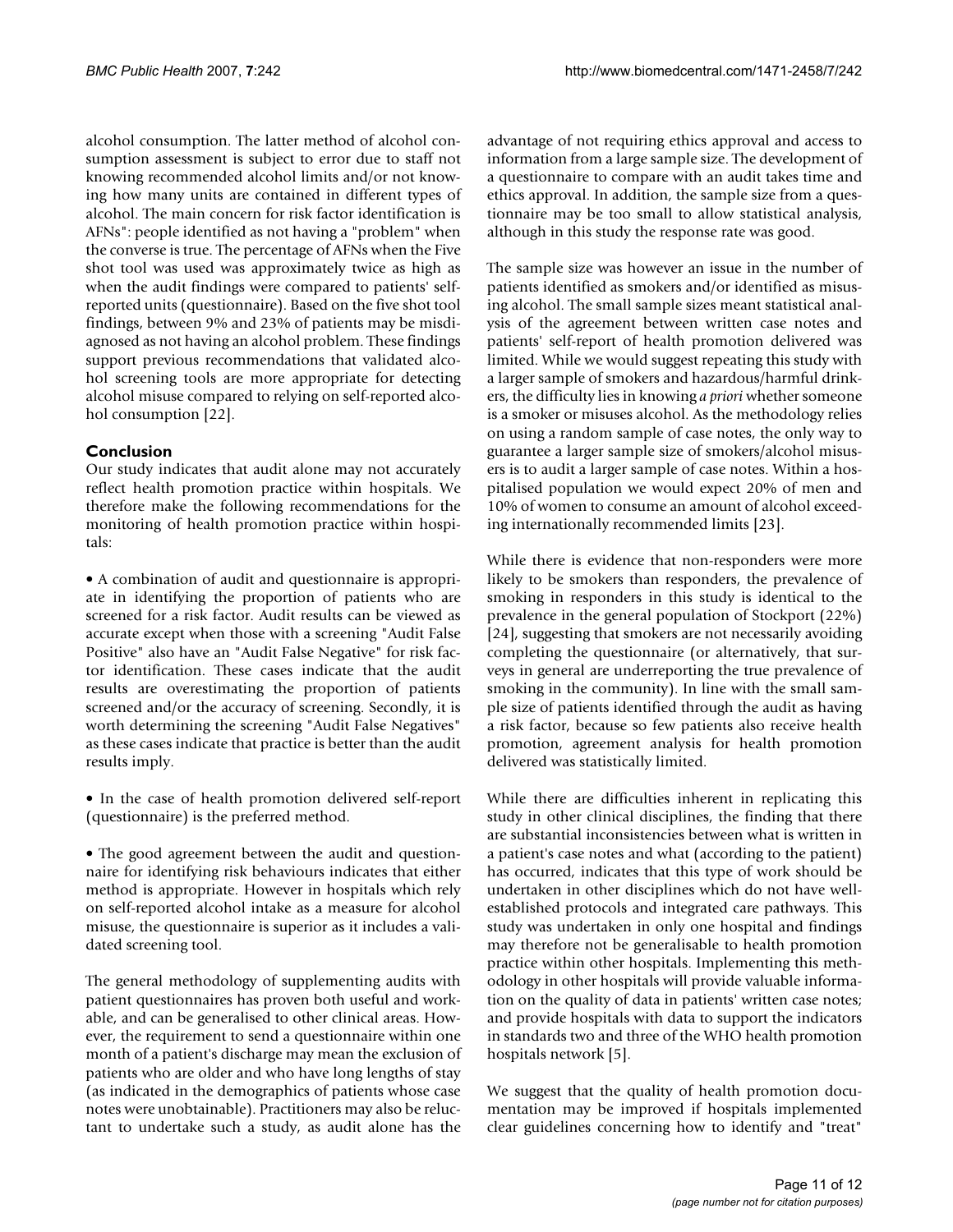alcohol consumption. The latter method of alcohol consumption assessment is subject to error due to staff not knowing recommended alcohol limits and/or not knowing how many units are contained in different types of alcohol. The main concern for risk factor identification is AFNs": people identified as not having a "problem" when the converse is true. The percentage of AFNs when the Five shot tool was used was approximately twice as high as when the audit findings were compared to patients' self-reported units (questionnaire). Based on the five shot tool findings, between 9% and 23% of patients may be misdiagnosed as not having an alcohol problem. These findings support previous recommendations that validated alcohol screening tools are more appropriate for detecting alcohol misuse compared to relying on self-reported alcohol consumption [22].

## Conclusion

Our study indicates that audit alone may not accurately reflect health promotion practice within hospitals. We therefore make the following recommendations for the monitoring of health promotion practice within hospitals:

• A combination of audit and questionnaire is appropriate in identifying the proportion of patients who are screened for a risk factor. Audit results can be viewed as accurate except when those with a screening "Audit False Positive" also have an "Audit False Negative" for risk factor identification. These cases indicate that the audit results are overestimating the proportion of patients screened and/or the accuracy of screening. Secondly, it is worth determining the screening "Audit False Negatives" as these cases indicate that practice is better than the audit results imply.

• In the case of health promotion delivered self-report (questionnaire) is the preferred method.

• The good agreement between the audit and questionnaire for identifying risk behaviours indicates that either method is appropriate. However in hospitals which rely on self-reported alcohol intake as a measure for alcohol misuse, the questionnaire is superior as it includes a validated screening tool.

The general methodology of supplementing audits with patient questionnaires has proven both useful and workable, and can be generalised to other clinical areas. However, the requirement to send a questionnaire within one month of a patient's discharge may mean the exclusion of patients who are older and who have long lengths of stay (as indicated in the demographics of patients whose case notes were unobtainable). Practitioners may also be reluctant to undertake such a study, as audit alone has the advantage of not requiring ethics approval and access to information from a large sample size. The development of a questionnaire to compare with an audit takes time and ethics approval. In addition, the sample size from a questionnaire may be too small to allow statistical analysis, although in this study the response rate was good.

The sample size was however an issue in the number of patients identified as smokers and/or identified as misusing alcohol. The small sample sizes meant statistical analysis of the agreement between written case notes and patients' self-report of health promotion delivered was limited. While we would suggest repeating this study with a larger sample of smokers and hazardous/harmful drinkers, the difficulty lies in knowing *a priori* whether someone is a smoker or misuses alcohol. As the methodology relies on using a random sample of case notes, the only way to guarantee a larger sample size of smokers/alcohol misusers is to audit a larger sample of case notes. Within a hospitalised population we would expect 20% of men and 10% of women to consume an amount of alcohol exceeding internationally recommended limits [23].

While there is evidence that non-responders were more likely to be smokers than responders, the prevalence of smoking in responders in this study is identical to the prevalence in the general population of Stockport (22%) [24], suggesting that smokers are not necessarily avoiding completing the questionnaire (or alternatively, that surveys in general are underreporting the true prevalence of smoking in the community). In line with the small sample size of patients identified through the audit as having a risk factor, because so few patients also receive health promotion, agreement analysis for health promotion delivered was statistically limited.

While there are difficulties inherent in replicating this study in other clinical disciplines, the finding that there are substantial inconsistencies between what is written in a patient's case notes and what (according to the patient) has occurred, indicates that this type of work should be undertaken in other disciplines which do not have well-established protocols and integrated care pathways. This study was undertaken in only one hospital and findings may therefore not be generalisable to health promotion practice within other hospitals. Implementing this methodology in other hospitals will provide valuable information on the quality of data in patients' written case notes; and provide hospitals with data to support the indicators in standards two and three of the WHO health promotion hospitals network [5].

We suggest that the quality of health promotion documentation may be improved if hospitals implemented clear guidelines concerning how to identify and "treat"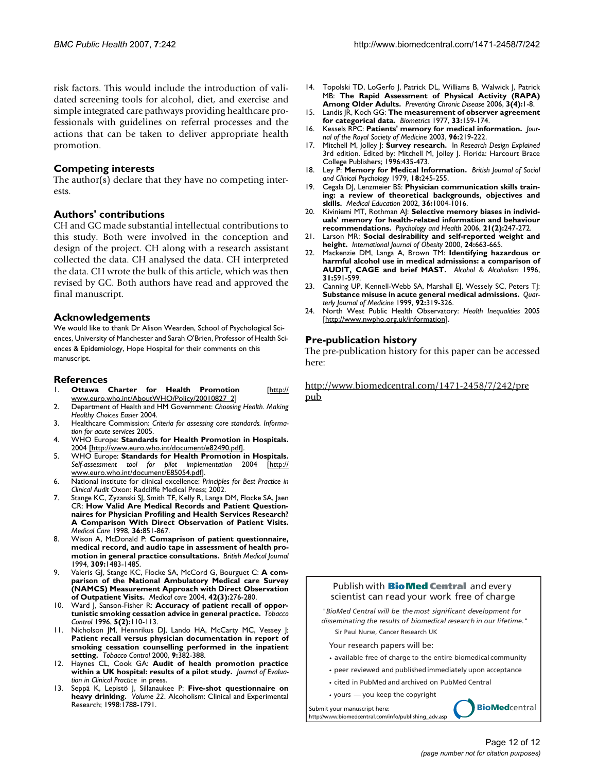risk factors. This would include the introduction of validated screening tools for alcohol, diet, and exercise and simple integrated care pathways providing healthcare professionals with guidelines on referral processes and the actions that can be taken to deliver appropriate health promotion.

## Competing interests

The author(s) declare that they have no competing interests.

## Authors' contributions

CH and GC made substantial intellectual contributions to this study. Both were involved in the conception and design of the project. CH along with a research assistant collected the data. CH analysed the data. CH interpreted the data. CH wrote the bulk of this article, which was then revised by GC. Both authors have read and approved the final manuscript.

## Acknowledgements

We would like to thank Dr Alison Wearden, School of Psychological Sciences, University of Manchester and Sarah O'Brien, Professor of Health Sciences & Epidemiology, Hope Hospital for their comments on this manuscript.

## References

1. **Ottawa Charter for Health Promotion** [http://www.euro.who.int/AboutWHO/Policy/20010827_2]
2. Department of Health and HM Government: *Choosing Health. Making Healthy Choices Easier* 2004.
3. Healthcare Commission: *Criteria for assessing core standards. Information for acute services* 2005.
4. WHO Europe: **Standards for Health Promotion in Hospitals.** 2004 [http://www.euro.who.int/document/e82490.pdf].
5. WHO Europe: **Standards for Health Promotion in Hospitals.** *Self-assessment tool for pilot implementation* 2004 [http://www.euro.who.int/document/E85054.pdf].
6. National institute for clinical excellence: *Principles for Best Practice in Clinical Audit* Oxon: Radcliffe Medical Press; 2002.
7. Stange KC, Zyzanski SJ, Smith TF, Kelly R, Langa DM, Flocke SA, Jaen CR: **How Valid Are Medical Records and Patient Questionnaires for Physician Profiling and Health Services Research? A Comparison With Direct Observation of Patient Visits.** *Medical Care* 1998, **36:**851-867.
8. Wison A, McDonald P: **Comaprison of patient questionnaire, medical record, and audio tape in assessment of health promotion in general practice consultations.** *British Medical Journal* 1994, **309:**1483-1485.
9. Valeris GJ, Stange KC, Flocke SA, McCord G, Bourguet C: **A comparison of the National Ambulatory Medical care Survey (NAMCS) Measurement Approach with Direct Observation of Outpatient Visits.** *Medical care* 2004, **42(3):**276-280.
10. Ward J, Sanson-Fisher R: **Accuracy of patient recall of opportunistic smoking cessation advice in general practice.** *Tobacco Control* 1996, **5(2):**110-113.
11. Nicholson JM, Hennrikus DJ, Lando HA, McCarty MC, Vessey J: **Patient recall versus physician documentation in report of smoking cessation counselling performed in the inpatient setting.** *Tobacco Control* 2000, **9:**382-388.
12. Haynes CL, Cook GA: **Audit of health promotion practice within a UK hospital: results of a pilot study.** *Journal of Evaluation in Clinical Practice* in press.
13. Seppä K, Lepistö J, Sillanaukee P: **Five-shot questionnaire on heavy drinking.** *Volume 22*. Alcoholism: Clinical and Experimental Research; 1998:1788-1791.
14. Topolski TD, LoGerfo J, Patrick DL, Williams B, Walwick J, Patrick MB: **The Rapid Assessment of Physical Activity (RAPA) Among Older Adults.** *Preventing Chronic Disease* 2006, **3(4):**1-8.
15. Landis JR, Koch GG: **The measurement of observer agreement for categorical data.** *Biometrics* 1977, **33:**159-174.
16. Kessels RPC: **Patients' memory for medical information.** *Journal of the Royal Society of Medicine* 2003, **96:**219-222.
17. Mitchell M, Jolley J: **Survey research.** In *Research Design Explained* 3rd edition. Edited by: Mitchell M, Jolley J. Florida: Harcourt Brace College Publishers; 1996:435-473.
18. Ley P: **Memory for Medical Information.** *British Journal of Social and Clinical Psychology* 1979, **18:**245-255.
19. Cegala DJ, Lenzmeier BS: **Physician communication skills training: a review of theoretical backgrounds, objectives and skills.** *Medical Education* 2002, **36:**1004-1016.
20. Kiviniemi MT, Rothman AJ: **Selective memory biases in individuals' memory for health-related information and behaviour recommendations.** *Psychology and Health* 2006, **21(2):**247-272.
21. Larson MR: **Social desirability and self-reported weight and height.** *International Journal of Obesity* 2000, **24:**663-665.
22. Mackenzie DM, Langa A, Brown TM: **Identifying hazardous or harmful alcohol use in medical admissions: a comparison of AUDIT, CAGE and brief MAST.** *Alcohol & Alcoholism* 1996, **31:**591-599.
23. Canning UP, Kennell-Webb SA, Marshall EJ, Wessely SC, Peters TJ: **Substance misuse in acute general medical admissions.** *Quarterly Journal of Medicine* 1999, **92:**319-326.
24. North West Public Health Observatory: *Health Inequalities* 2005 [http://www.nwpho.org.uk/information].

## Pre-publication history

The pre-publication history for this paper can be accessed here:

http://www.biomedcentral.com/1471-2458/7/242/prepub

Publish with **BioMed Central** and every scientist can read your work free of charge

*"BioMed Central will be the most significant development for disseminating the results of biomedical research in our lifetime."*
Sir Paul Nurse, Cancer Research UK

Your research papers will be:

- available free of charge to the entire biomedical community
- peer reviewed and published immediately upon acceptance
- cited in PubMed and archived on PubMed Central
- yours — you keep the copyright

Submit your manuscript here:
http://www.biomedcentral.com/info/publishing_adv.asp

BioMedcentral